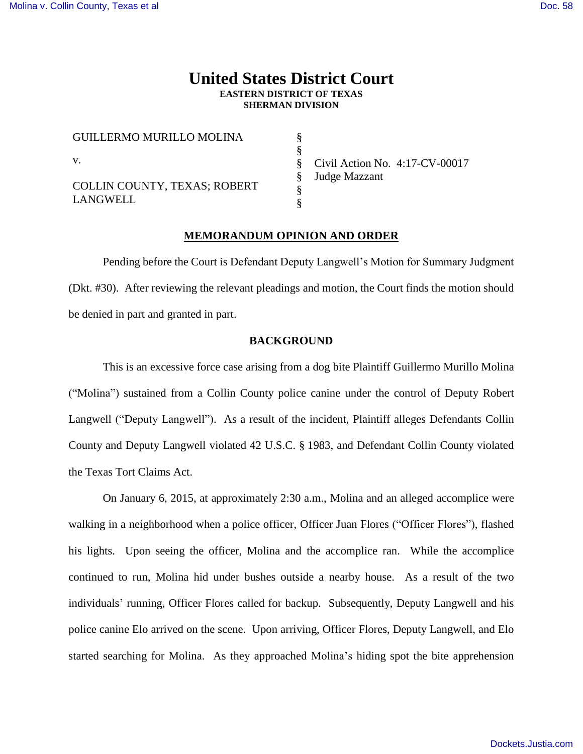# United States District Court
**EASTERN DISTRICT OF TEXAS**
**SHERMAN DIVISION**

| | | |
|---|---|---|
| GUILLERMO MURILLO MOLINA | § | |
| | § | |
| v. | § | Civil Action No. 4:17-CV-00017 |
| | § | Judge Mazzant |
| COLLIN COUNTY, TEXAS; ROBERT LANGWELL | § | |
| | § | |

## MEMORANDUM OPINION AND ORDER

Pending before the Court is Defendant Deputy Langwell's Motion for Summary Judgment (Dkt. #30). After reviewing the relevant pleadings and motion, the Court finds the motion should be denied in part and granted in part.

## BACKGROUND

This is an excessive force case arising from a dog bite Plaintiff Guillermo Murillo Molina ("Molina") sustained from a Collin County police canine under the control of Deputy Robert Langwell ("Deputy Langwell"). As a result of the incident, Plaintiff alleges Defendants Collin County and Deputy Langwell violated 42 U.S.C. § 1983, and Defendant Collin County violated the Texas Tort Claims Act.

On January 6, 2015, at approximately 2:30 a.m., Molina and an alleged accomplice were walking in a neighborhood when a police officer, Officer Juan Flores ("Officer Flores"), flashed his lights. Upon seeing the officer, Molina and the accomplice ran. While the accomplice continued to run, Molina hid under bushes outside a nearby house. As a result of the two individuals' running, Officer Flores called for backup. Subsequently, Deputy Langwell and his police canine Elo arrived on the scene. Upon arriving, Officer Flores, Deputy Langwell, and Elo started searching for Molina. As they approached Molina's hiding spot the bite apprehension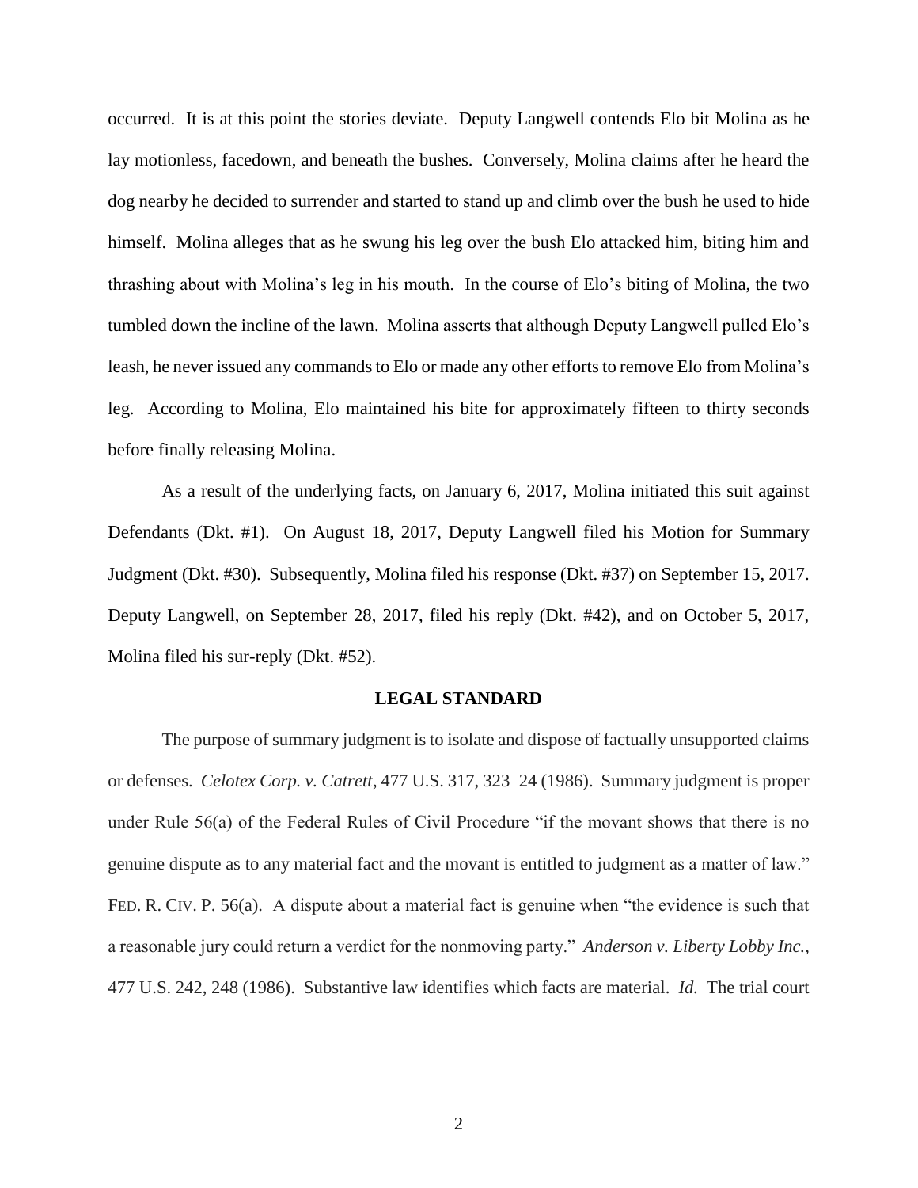occurred. It is at this point the stories deviate. Deputy Langwell contends Elo bit Molina as he lay motionless, facedown, and beneath the bushes. Conversely, Molina claims after he heard the dog nearby he decided to surrender and started to stand up and climb over the bush he used to hide himself. Molina alleges that as he swung his leg over the bush Elo attacked him, biting him and thrashing about with Molina's leg in his mouth. In the course of Elo's biting of Molina, the two tumbled down the incline of the lawn. Molina asserts that although Deputy Langwell pulled Elo's leash, he never issued any commands to Elo or made any other efforts to remove Elo from Molina's leg. According to Molina, Elo maintained his bite for approximately fifteen to thirty seconds before finally releasing Molina.

As a result of the underlying facts, on January 6, 2017, Molina initiated this suit against Defendants (Dkt. #1). On August 18, 2017, Deputy Langwell filed his Motion for Summary Judgment (Dkt. #30). Subsequently, Molina filed his response (Dkt. #37) on September 15, 2017. Deputy Langwell, on September 28, 2017, filed his reply (Dkt. #42), and on October 5, 2017, Molina filed his sur-reply (Dkt. #52).

## LEGAL STANDARD

The purpose of summary judgment is to isolate and dispose of factually unsupported claims or defenses. *Celotex Corp. v. Catrett*, 477 U.S. 317, 323–24 (1986). Summary judgment is proper under Rule 56(a) of the Federal Rules of Civil Procedure "if the movant shows that there is no genuine dispute as to any material fact and the movant is entitled to judgment as a matter of law." FED. R. CIV. P. 56(a). A dispute about a material fact is genuine when "the evidence is such that a reasonable jury could return a verdict for the nonmoving party." *Anderson v. Liberty Lobby Inc.*, 477 U.S. 242, 248 (1986). Substantive law identifies which facts are material. *Id.* The trial court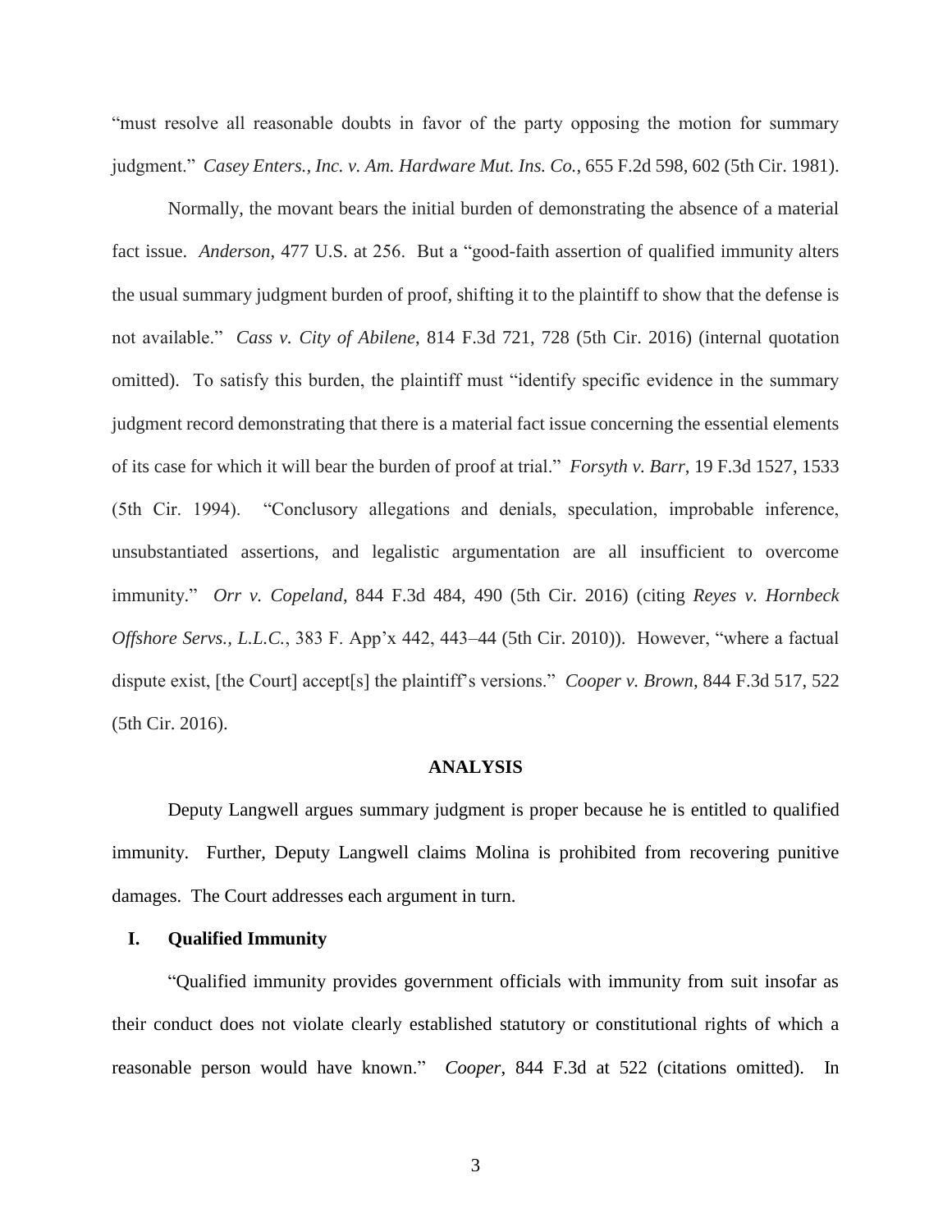"must resolve all reasonable doubts in favor of the party opposing the motion for summary judgment." *Casey Enters., Inc. v. Am. Hardware Mut. Ins. Co.*, 655 F.2d 598, 602 (5th Cir. 1981).

Normally, the movant bears the initial burden of demonstrating the absence of a material fact issue. *Anderson*, 477 U.S. at 256. But a "good-faith assertion of qualified immunity alters the usual summary judgment burden of proof, shifting it to the plaintiff to show that the defense is not available." *Cass v. City of Abilene*, 814 F.3d 721, 728 (5th Cir. 2016) (internal quotation omitted). To satisfy this burden, the plaintiff must "identify specific evidence in the summary judgment record demonstrating that there is a material fact issue concerning the essential elements of its case for which it will bear the burden of proof at trial." *Forsyth v. Barr*, 19 F.3d 1527, 1533 (5th Cir. 1994). "Conclusory allegations and denials, speculation, improbable inference, unsubstantiated assertions, and legalistic argumentation are all insufficient to overcome immunity." *Orr v. Copeland*, 844 F.3d 484, 490 (5th Cir. 2016) (citing *Reyes v. Hornbeck Offshore Servs., L.L.C.*, 383 F. App'x 442, 443–44 (5th Cir. 2010)). However, "where a factual dispute exist, [the Court] accept[s] the plaintiff's versions." *Cooper v. Brown*, 844 F.3d 517, 522 (5th Cir. 2016).

## ANALYSIS

Deputy Langwell argues summary judgment is proper because he is entitled to qualified immunity. Further, Deputy Langwell claims Molina is prohibited from recovering punitive damages. The Court addresses each argument in turn.

### I. Qualified Immunity

"Qualified immunity provides government officials with immunity from suit insofar as their conduct does not violate clearly established statutory or constitutional rights of which a reasonable person would have known." *Cooper*, 844 F.3d at 522 (citations omitted). In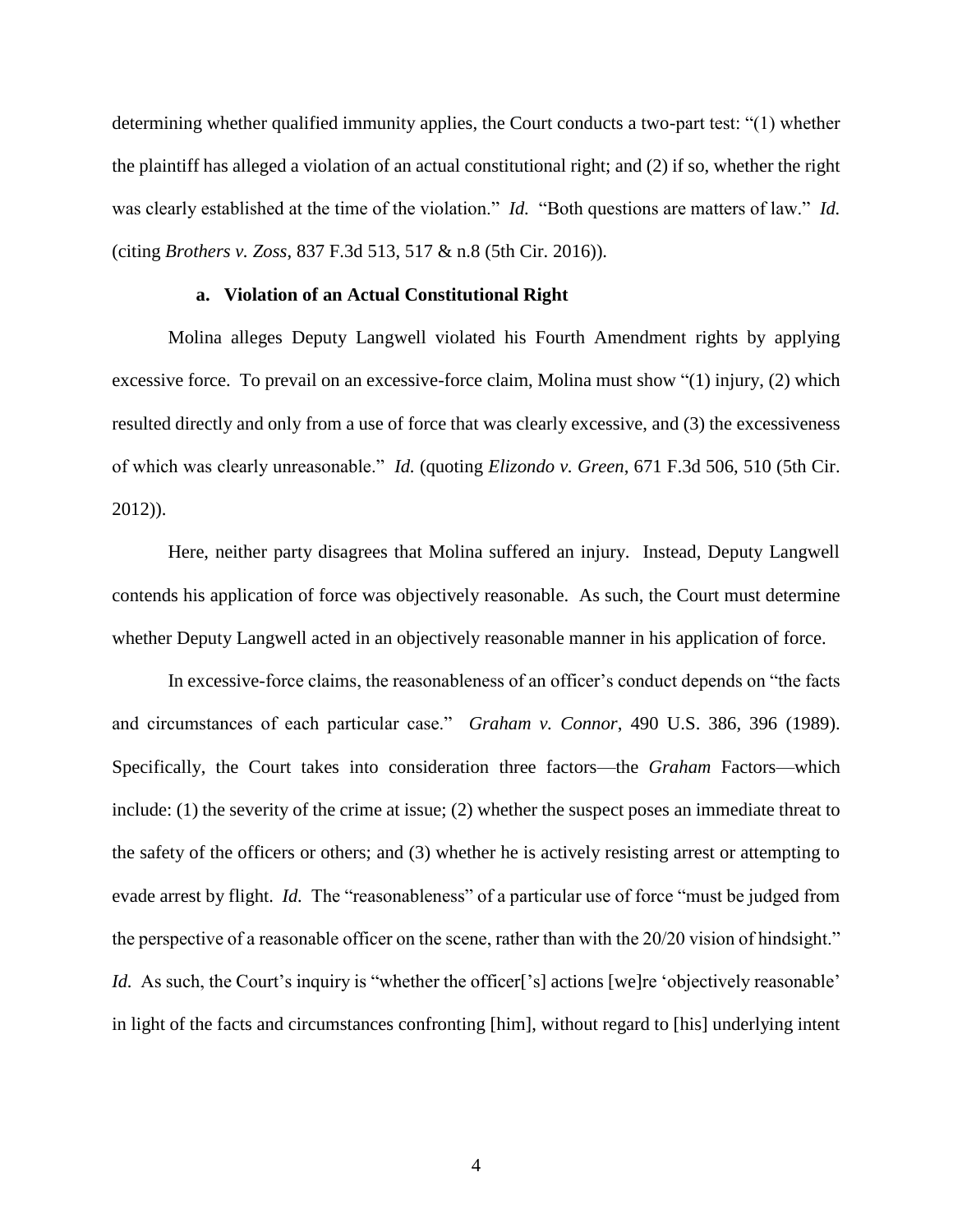determining whether qualified immunity applies, the Court conducts a two-part test: "(1) whether the plaintiff has alleged a violation of an actual constitutional right; and (2) if so, whether the right was clearly established at the time of the violation." *Id.* "Both questions are matters of law." *Id.* (citing *Brothers v. Zoss*, 837 F.3d 513, 517 & n.8 (5th Cir. 2016)).

#### a. Violation of an Actual Constitutional Right

Molina alleges Deputy Langwell violated his Fourth Amendment rights by applying excessive force. To prevail on an excessive-force claim, Molina must show "(1) injury, (2) which resulted directly and only from a use of force that was clearly excessive, and (3) the excessiveness of which was clearly unreasonable." *Id.* (quoting *Elizondo v. Green*, 671 F.3d 506, 510 (5th Cir. 2012)).

Here, neither party disagrees that Molina suffered an injury. Instead, Deputy Langwell contends his application of force was objectively reasonable. As such, the Court must determine whether Deputy Langwell acted in an objectively reasonable manner in his application of force.

In excessive-force claims, the reasonableness of an officer's conduct depends on "the facts and circumstances of each particular case." *Graham v. Connor*, 490 U.S. 386, 396 (1989). Specifically, the Court takes into consideration three factors—the *Graham* Factors—which include: (1) the severity of the crime at issue; (2) whether the suspect poses an immediate threat to the safety of the officers or others; and (3) whether he is actively resisting arrest or attempting to evade arrest by flight. *Id.* The "reasonableness" of a particular use of force "must be judged from the perspective of a reasonable officer on the scene, rather than with the 20/20 vision of hindsight." *Id.* As such, the Court's inquiry is "whether the officer['s] actions [we]re 'objectively reasonable' in light of the facts and circumstances confronting [him], without regard to [his] underlying intent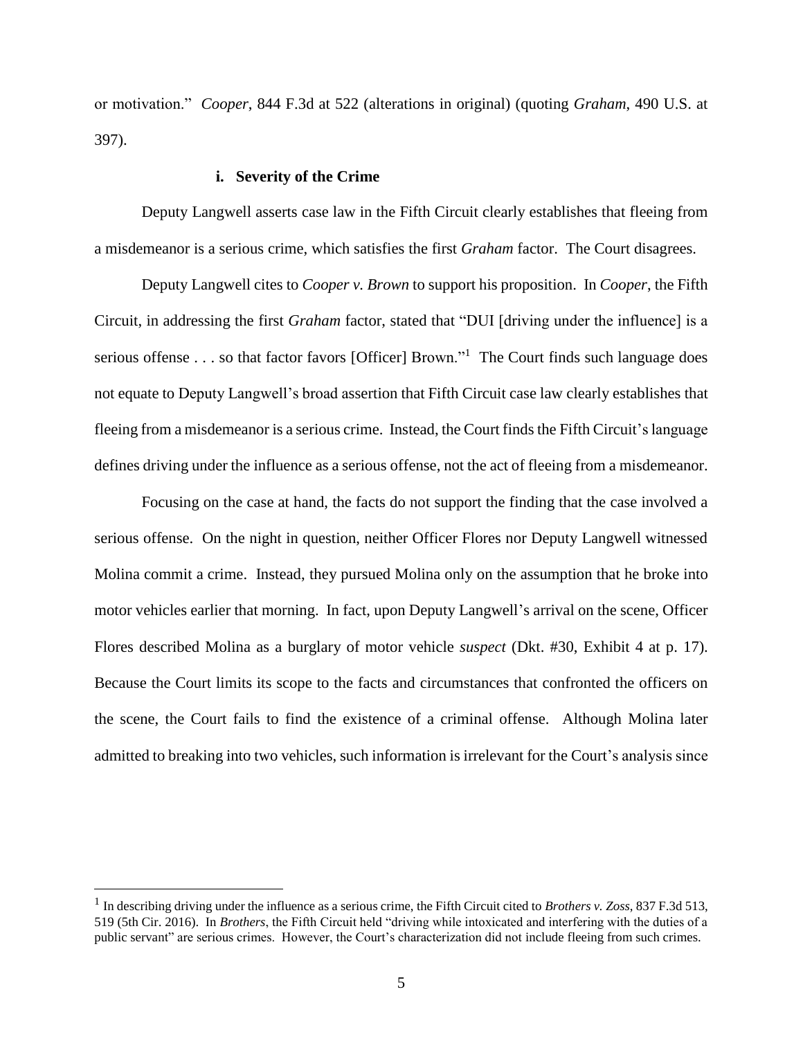or motivation." *Cooper*, 844 F.3d at 522 (alterations in original) (quoting *Graham*, 490 U.S. at 397).

**i. Severity of the Crime**

Deputy Langwell asserts case law in the Fifth Circuit clearly establishes that fleeing from a misdemeanor is a serious crime, which satisfies the first *Graham* factor. The Court disagrees.

Deputy Langwell cites to *Cooper v. Brown* to support his proposition. In *Cooper*, the Fifth Circuit, in addressing the first *Graham* factor, stated that "DUI [driving under the influence] is a serious offense . . . so that factor favors [Officer] Brown."[1] The Court finds such language does not equate to Deputy Langwell's broad assertion that Fifth Circuit case law clearly establishes that fleeing from a misdemeanor is a serious crime. Instead, the Court finds the Fifth Circuit's language defines driving under the influence as a serious offense, not the act of fleeing from a misdemeanor.

Focusing on the case at hand, the facts do not support the finding that the case involved a serious offense. On the night in question, neither Officer Flores nor Deputy Langwell witnessed Molina commit a crime. Instead, they pursued Molina only on the assumption that he broke into motor vehicles earlier that morning. In fact, upon Deputy Langwell's arrival on the scene, Officer Flores described Molina as a burglary of motor vehicle *suspect* (Dkt. #30, Exhibit 4 at p. 17). Because the Court limits its scope to the facts and circumstances that confronted the officers on the scene, the Court fails to find the existence of a criminal offense. Although Molina later admitted to breaking into two vehicles, such information is irrelevant for the Court's analysis since

[1] In describing driving under the influence as a serious crime, the Fifth Circuit cited to *Brothers v. Zoss*, 837 F.3d 513, 519 (5th Cir. 2016). In *Brothers*, the Fifth Circuit held "driving while intoxicated and interfering with the duties of a public servant" are serious crimes. However, the Court's characterization did not include fleeing from such crimes.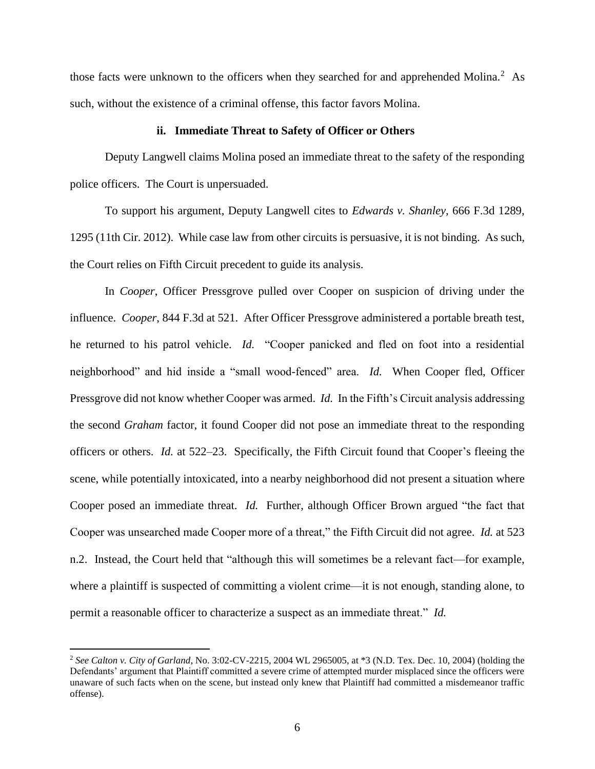those facts were unknown to the officers when they searched for and apprehended Molina.[2] As such, without the existence of a criminal offense, this factor favors Molina.

### ii. Immediate Threat to Safety of Officer or Others

Deputy Langwell claims Molina posed an immediate threat to the safety of the responding police officers. The Court is unpersuaded.

To support his argument, Deputy Langwell cites to *Edwards v. Shanley*, 666 F.3d 1289, 1295 (11th Cir. 2012). While case law from other circuits is persuasive, it is not binding. As such, the Court relies on Fifth Circuit precedent to guide its analysis.

In *Cooper*, Officer Pressgrove pulled over Cooper on suspicion of driving under the influence. *Cooper*, 844 F.3d at 521. After Officer Pressgrove administered a portable breath test, he returned to his patrol vehicle. *Id.* "Cooper panicked and fled on foot into a residential neighborhood" and hid inside a "small wood-fenced" area. *Id.* When Cooper fled, Officer Pressgrove did not know whether Cooper was armed. *Id.* In the Fifth's Circuit analysis addressing the second *Graham* factor, it found Cooper did not pose an immediate threat to the responding officers or others. *Id.* at 522–23. Specifically, the Fifth Circuit found that Cooper's fleeing the scene, while potentially intoxicated, into a nearby neighborhood did not present a situation where Cooper posed an immediate threat. *Id.* Further, although Officer Brown argued "the fact that Cooper was unsearched made Cooper more of a threat," the Fifth Circuit did not agree. *Id.* at 523 n.2. Instead, the Court held that "although this will sometimes be a relevant fact—for example, where a plaintiff is suspected of committing a violent crime—it is not enough, standing alone, to permit a reasonable officer to characterize a suspect as an immediate threat." *Id.*

---

[2] *See Calton v. City of Garland*, No. 3:02-CV-2215, 2004 WL 2965005, at *3 (N.D. Tex. Dec. 10, 2004) (holding the Defendants' argument that Plaintiff committed a severe crime of attempted murder misplaced since the officers were unaware of such facts when on the scene, but instead only knew that Plaintiff had committed a misdemeanor traffic offense).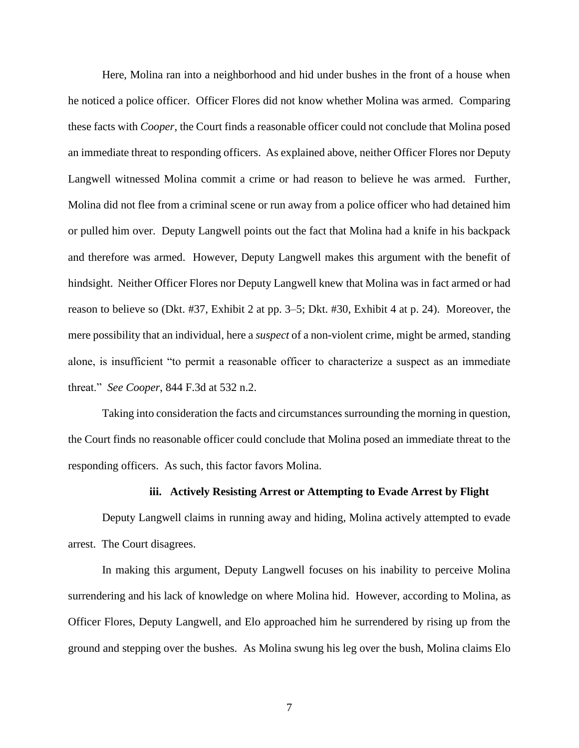Here, Molina ran into a neighborhood and hid under bushes in the front of a house when he noticed a police officer. Officer Flores did not know whether Molina was armed. Comparing these facts with *Cooper*, the Court finds a reasonable officer could not conclude that Molina posed an immediate threat to responding officers. As explained above, neither Officer Flores nor Deputy Langwell witnessed Molina commit a crime or had reason to believe he was armed. Further, Molina did not flee from a criminal scene or run away from a police officer who had detained him or pulled him over. Deputy Langwell points out the fact that Molina had a knife in his backpack and therefore was armed. However, Deputy Langwell makes this argument with the benefit of hindsight. Neither Officer Flores nor Deputy Langwell knew that Molina was in fact armed or had reason to believe so (Dkt. #37, Exhibit 2 at pp. 3–5; Dkt. #30, Exhibit 4 at p. 24). Moreover, the mere possibility that an individual, here a *suspect* of a non-violent crime, might be armed, standing alone, is insufficient "to permit a reasonable officer to characterize a suspect as an immediate threat." *See Cooper*, 844 F.3d at 532 n.2.

Taking into consideration the facts and circumstances surrounding the morning in question, the Court finds no reasonable officer could conclude that Molina posed an immediate threat to the responding officers. As such, this factor favors Molina.

**iii. Actively Resisting Arrest or Attempting to Evade Arrest by Flight**

Deputy Langwell claims in running away and hiding, Molina actively attempted to evade arrest. The Court disagrees.

In making this argument, Deputy Langwell focuses on his inability to perceive Molina surrendering and his lack of knowledge on where Molina hid. However, according to Molina, as Officer Flores, Deputy Langwell, and Elo approached him he surrendered by rising up from the ground and stepping over the bushes. As Molina swung his leg over the bush, Molina claims Elo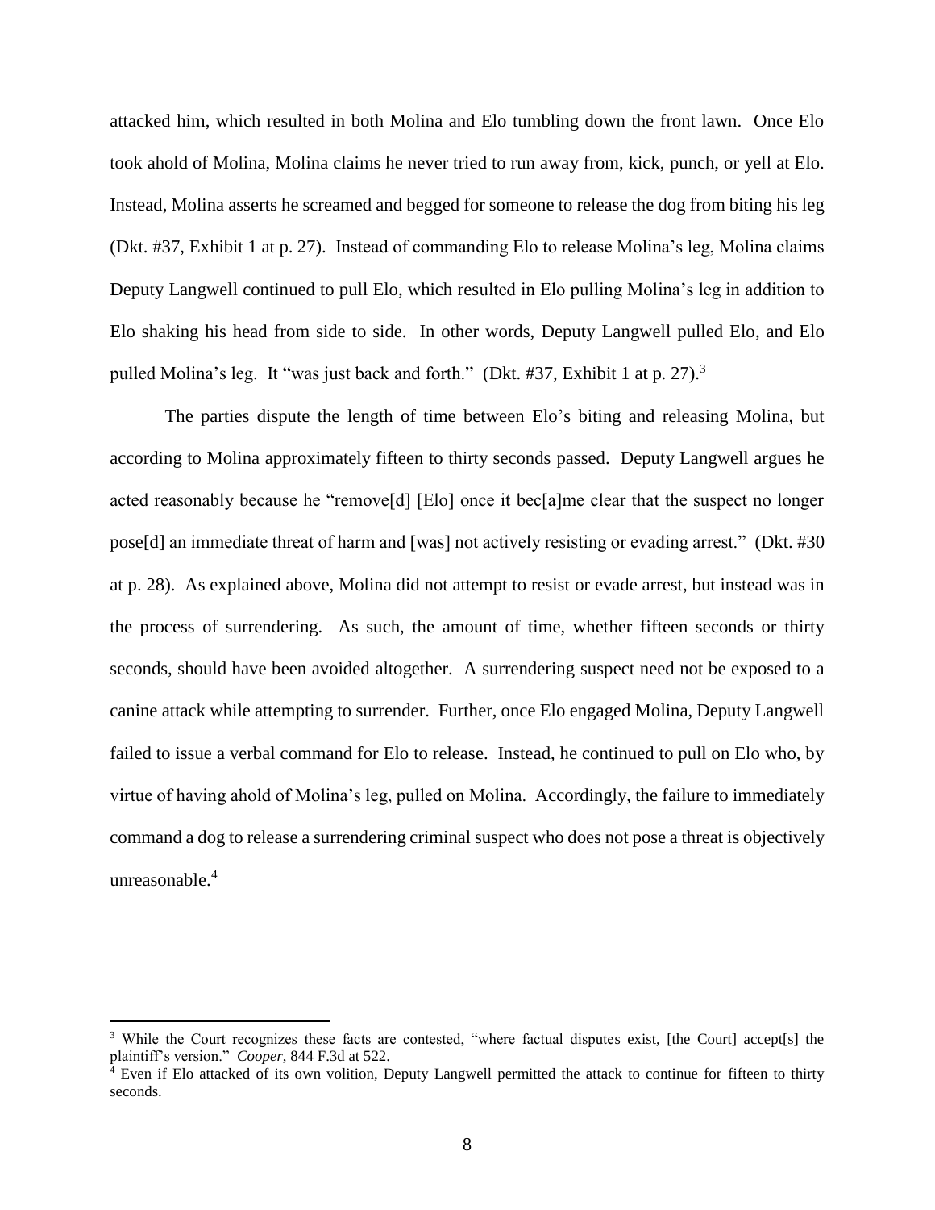attacked him, which resulted in both Molina and Elo tumbling down the front lawn. Once Elo took ahold of Molina, Molina claims he never tried to run away from, kick, punch, or yell at Elo. Instead, Molina asserts he screamed and begged for someone to release the dog from biting his leg (Dkt. #37, Exhibit 1 at p. 27). Instead of commanding Elo to release Molina's leg, Molina claims Deputy Langwell continued to pull Elo, which resulted in Elo pulling Molina's leg in addition to Elo shaking his head from side to side. In other words, Deputy Langwell pulled Elo, and Elo pulled Molina's leg. It "was just back and forth." (Dkt. #37, Exhibit 1 at p. 27).[3]

The parties dispute the length of time between Elo's biting and releasing Molina, but according to Molina approximately fifteen to thirty seconds passed. Deputy Langwell argues he acted reasonably because he "remove[d] [Elo] once it bec[a]me clear that the suspect no longer pose[d] an immediate threat of harm and [was] not actively resisting or evading arrest." (Dkt. #30 at p. 28). As explained above, Molina did not attempt to resist or evade arrest, but instead was in the process of surrendering. As such, the amount of time, whether fifteen seconds or thirty seconds, should have been avoided altogether. A surrendering suspect need not be exposed to a canine attack while attempting to surrender. Further, once Elo engaged Molina, Deputy Langwell failed to issue a verbal command for Elo to release. Instead, he continued to pull on Elo who, by virtue of having ahold of Molina's leg, pulled on Molina. Accordingly, the failure to immediately command a dog to release a surrendering criminal suspect who does not pose a threat is objectively unreasonable.[4]

---

[3] While the Court recognizes these facts are contested, "where factual disputes exist, [the Court] accept[s] the plaintiff's version." *Cooper*, 844 F.3d at 522.

[4] Even if Elo attacked of its own volition, Deputy Langwell permitted the attack to continue for fifteen to thirty seconds.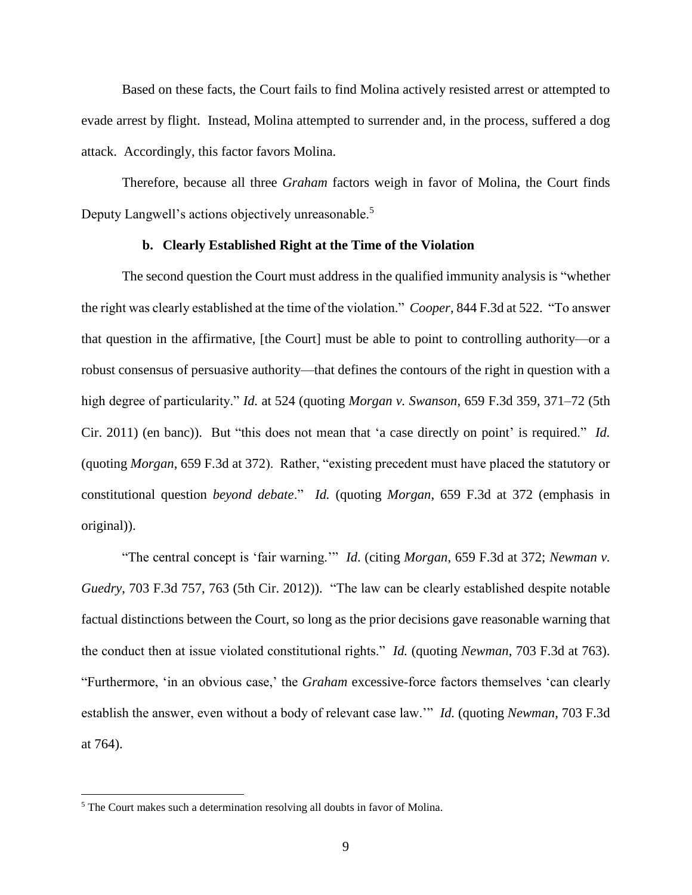Based on these facts, the Court fails to find Molina actively resisted arrest or attempted to evade arrest by flight. Instead, Molina attempted to surrender and, in the process, suffered a dog attack. Accordingly, this factor favors Molina.

Therefore, because all three *Graham* factors weigh in favor of Molina, the Court finds Deputy Langwell's actions objectively unreasonable.[5]

### b. Clearly Established Right at the Time of the Violation

The second question the Court must address in the qualified immunity analysis is "whether the right was clearly established at the time of the violation." *Cooper*, 844 F.3d at 522. "To answer that question in the affirmative, [the Court] must be able to point to controlling authority—or a robust consensus of persuasive authority—that defines the contours of the right in question with a high degree of particularity." *Id.* at 524 (quoting *Morgan v. Swanson*, 659 F.3d 359, 371–72 (5th Cir. 2011) (en banc)). But "this does not mean that 'a case directly on point' is required." *Id.* (quoting *Morgan*, 659 F.3d at 372). Rather, "existing precedent must have placed the statutory or constitutional question *beyond debate*." *Id.* (quoting *Morgan*, 659 F.3d at 372 (emphasis in original)).

"The central concept is 'fair warning.'" *Id.* (citing *Morgan*, 659 F.3d at 372; *Newman v. Guedry*, 703 F.3d 757, 763 (5th Cir. 2012)). "The law can be clearly established despite notable factual distinctions between the Court, so long as the prior decisions gave reasonable warning that the conduct then at issue violated constitutional rights." *Id.* (quoting *Newman*, 703 F.3d at 763). "Furthermore, 'in an obvious case,' the *Graham* excessive-force factors themselves 'can clearly establish the answer, even without a body of relevant case law.'" *Id.* (quoting *Newman*, 703 F.3d at 764).

---

[5] The Court makes such a determination resolving all doubts in favor of Molina.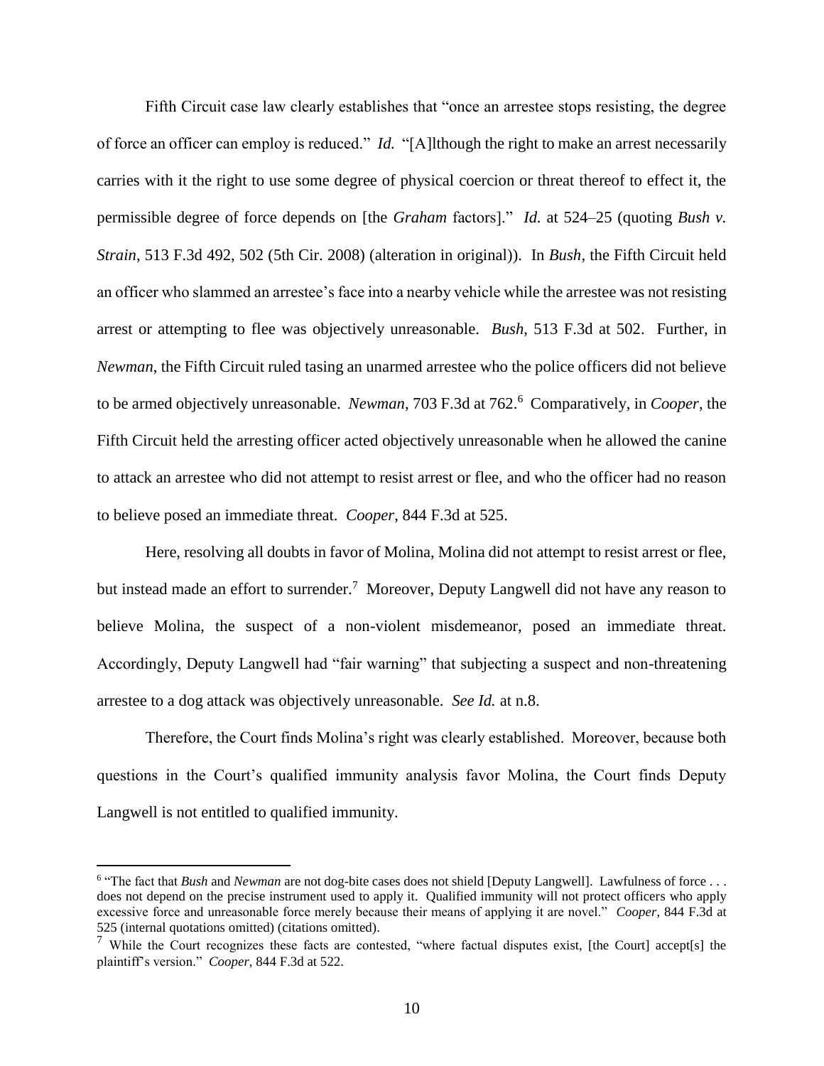Fifth Circuit case law clearly establishes that "once an arrestee stops resisting, the degree of force an officer can employ is reduced." *Id.* "[A]lthough the right to make an arrest necessarily carries with it the right to use some degree of physical coercion or threat thereof to effect it, the permissible degree of force depends on [the *Graham* factors]." *Id.* at 524–25 (quoting *Bush v. Strain*, 513 F.3d 492, 502 (5th Cir. 2008) (alteration in original)). In *Bush*, the Fifth Circuit held an officer who slammed an arrestee's face into a nearby vehicle while the arrestee was not resisting arrest or attempting to flee was objectively unreasonable. *Bush*, 513 F.3d at 502. Further, in *Newman*, the Fifth Circuit ruled tasing an unarmed arrestee who the police officers did not believe to be armed objectively unreasonable. *Newman*, 703 F.3d at 762.[6] Comparatively, in *Cooper*, the Fifth Circuit held the arresting officer acted objectively unreasonable when he allowed the canine to attack an arrestee who did not attempt to resist arrest or flee, and who the officer had no reason to believe posed an immediate threat. *Cooper*, 844 F.3d at 525.

Here, resolving all doubts in favor of Molina, Molina did not attempt to resist arrest or flee, but instead made an effort to surrender.[7] Moreover, Deputy Langwell did not have any reason to believe Molina, the suspect of a non-violent misdemeanor, posed an immediate threat. Accordingly, Deputy Langwell had "fair warning" that subjecting a suspect and non-threatening arrestee to a dog attack was objectively unreasonable. *See Id.* at n.8.

Therefore, the Court finds Molina's right was clearly established. Moreover, because both questions in the Court's qualified immunity analysis favor Molina, the Court finds Deputy Langwell is not entitled to qualified immunity.

---

[6] "The fact that *Bush* and *Newman* are not dog-bite cases does not shield [Deputy Langwell]. Lawfulness of force . . . does not depend on the precise instrument used to apply it. Qualified immunity will not protect officers who apply excessive force and unreasonable force merely because their means of applying it are novel." *Cooper*, 844 F.3d at 525 (internal quotations omitted) (citations omitted).

[7] While the Court recognizes these facts are contested, "where factual disputes exist, [the Court] accept[s] the plaintiff's version." *Cooper*, 844 F.3d at 522.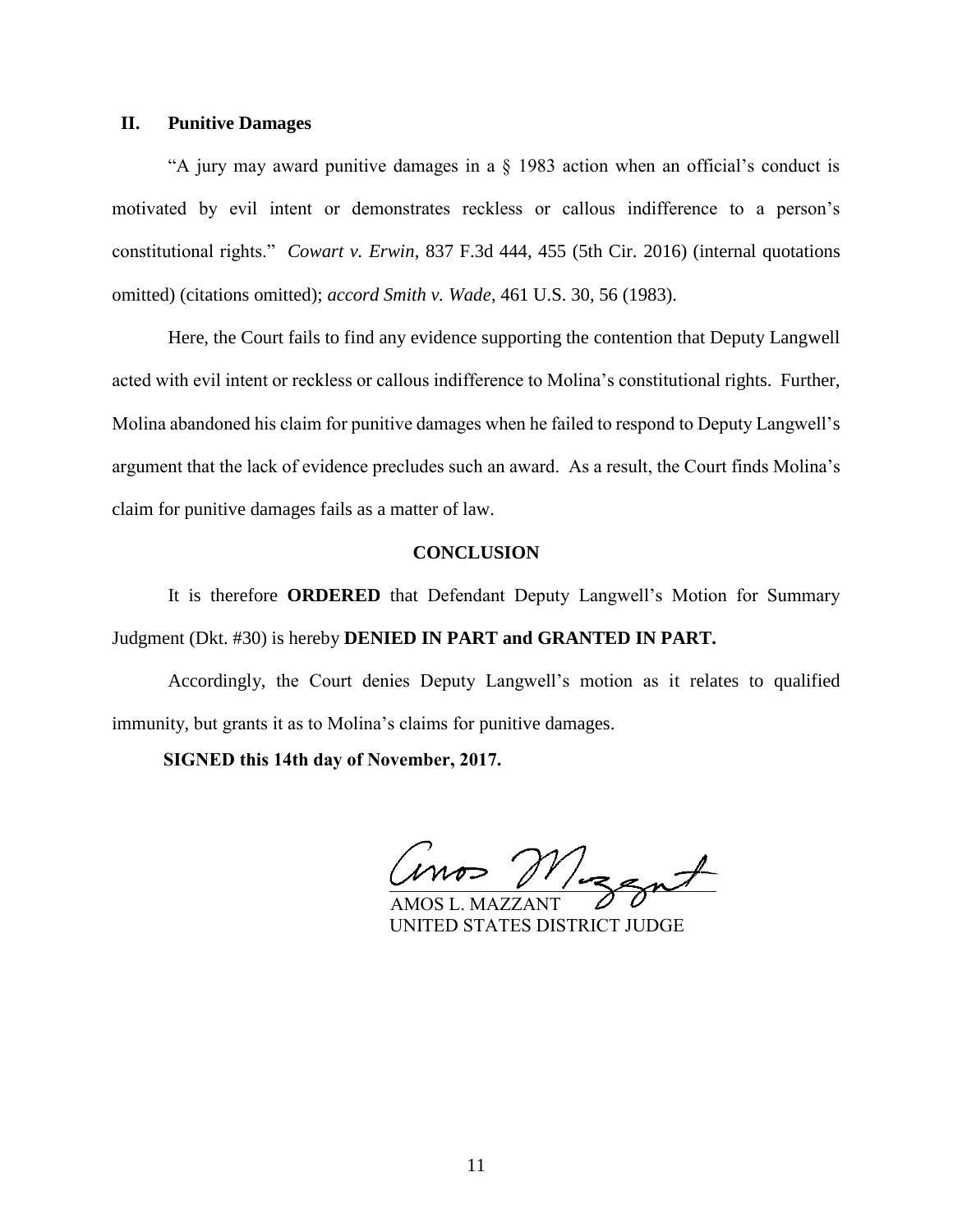## II. Punitive Damages

"A jury may award punitive damages in a § 1983 action when an official's conduct is motivated by evil intent or demonstrates reckless or callous indifference to a person's constitutional rights." *Cowart v. Erwin*, 837 F.3d 444, 455 (5th Cir. 2016) (internal quotations omitted) (citations omitted); *accord Smith v. Wade*, 461 U.S. 30, 56 (1983).

Here, the Court fails to find any evidence supporting the contention that Deputy Langwell acted with evil intent or reckless or callous indifference to Molina's constitutional rights. Further, Molina abandoned his claim for punitive damages when he failed to respond to Deputy Langwell's argument that the lack of evidence precludes such an award. As a result, the Court finds Molina's claim for punitive damages fails as a matter of law.

## CONCLUSION

It is therefore **ORDERED** that Defendant Deputy Langwell's Motion for Summary Judgment (Dkt. #30) is hereby **DENIED IN PART and GRANTED IN PART.**

Accordingly, the Court denies Deputy Langwell's motion as it relates to qualified immunity, but grants it as to Molina's claims for punitive damages.

**SIGNED this 14th day of November, 2017.**

AMOS L. MAZZANT
UNITED STATES DISTRICT JUDGE